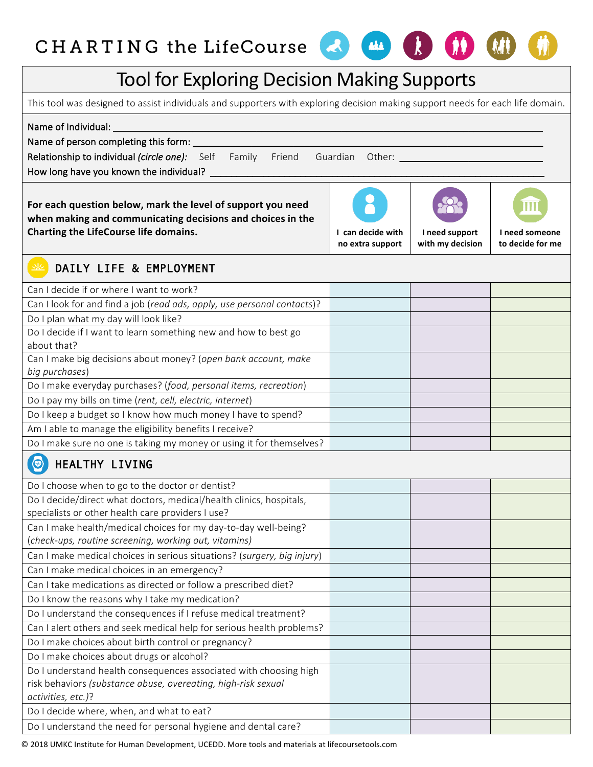CHARTING the LifeCourse

# Tool for Exploring Decision Making Supports

This tool was designed to assist individuals and supporters with exploring decision making support needs for each life domain.

Name of Individual: ______________________________________________

Name of person completing this form: ______________________________________________

Relationship to individual *(circle one)*: Self Family Friend Guardian Other: ________________

How long have you known the individual? ______________________________________________

| **For each question below, mark the level of support you need when making and communicating decisions and choices in the Charting the LifeCourse life domains.** | **I can decide with no extra support** | **I need support with my decision** | **I need someone to decide for me** |
|---|---|---|---|
| **DAILY LIFE & EMPLOYMENT** | | | |
| Can I decide if or where I want to work? | | | |
| Can I look for and find a job (*read ads, apply, use personal contacts*)? | | | |
| Do I plan what my day will look like? | | | |
| Do I decide if I want to learn something new and how to best go about that? | | | |
| Can I make big decisions about money? (*open bank account, make big purchases*) | | | |
| Do I make everyday purchases? (*food, personal items, recreation*) | | | |
| Do I pay my bills on time (*rent, cell, electric, internet*) | | | |
| Do I keep a budget so I know how much money I have to spend? | | | |
| Am I able to manage the eligibility benefits I receive? | | | |
| Do I make sure no one is taking my money or using it for themselves? | | | |
| **HEALTHY LIVING** | | | |
| Do I choose when to go to the doctor or dentist? | | | |
| Do I decide/direct what doctors, medical/health clinics, hospitals, specialists or other health care providers I use? | | | |
| Can I make health/medical choices for my day-to-day well-being? (*check-ups, routine screening, working out, vitamins)* | | | |
| Can I make medical choices in serious situations? (*surgery, big injury*) | | | |
| Can I make medical choices in an emergency? | | | |
| Can I take medications as directed or follow a prescribed diet? | | | |
| Do I know the reasons why I take my medication? | | | |
| Do I understand the consequences if I refuse medical treatment? | | | |
| Can I alert others and seek medical help for serious health problems? | | | |
| Do I make choices about birth control or pregnancy? | | | |
| Do I make choices about drugs or alcohol? | | | |
| Do I understand health consequences associated with choosing high risk behaviors *(substance abuse, overeating, high-risk sexual activities, etc.)*? | | | |
| Do I decide where, when, and what to eat? | | | |
| Do I understand the need for personal hygiene and dental care? | | | |

© 2018 UMKC Institute for Human Development, UCEDD. More tools and materials at lifecoursetools.com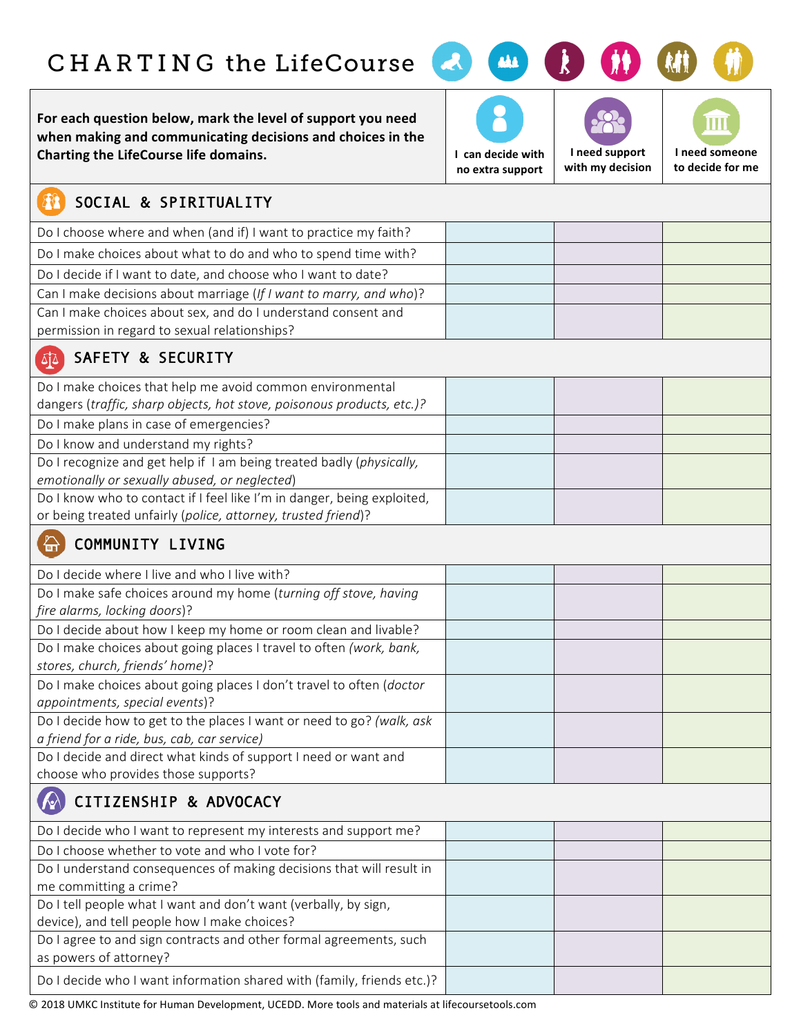# CHARTING the LifeCourse

| **For each question below, mark the level of support you need when making and communicating decisions and choices in the Charting the LifeCourse life domains.** | I can decide with no extra support | I need support with my decision | I need someone to decide for me |
|---|---|---|---|
| **SOCIAL & SPIRITUALITY** | | | |
| Do I choose where and when (and if) I want to practice my faith? | | | |
| Do I make choices about what to do and who to spend time with? | | | |
| Do I decide if I want to date, and choose who I want to date? | | | |
| Can I make decisions about marriage (*If I want to marry, and who*)? | | | |
| Can I make choices about sex, and do I understand consent and permission in regard to sexual relationships? | | | |
| **SAFETY & SECURITY** | | | |
| Do I make choices that help me avoid common environmental dangers (*traffic, sharp objects, hot stove, poisonous products, etc.)?* | | | |
| Do I make plans in case of emergencies? | | | |
| Do I know and understand my rights? | | | |
| Do I recognize and get help if I am being treated badly (*physically, emotionally or sexually abused, or neglected*) | | | |
| Do I know who to contact if I feel like I'm in danger, being exploited, or being treated unfairly (*police, attorney, trusted friend*)? | | | |
| **COMMUNITY LIVING** | | | |
| Do I decide where I live and who I live with? | | | |
| Do I make safe choices around my home (*turning off stove, having fire alarms, locking doors*)? | | | |
| Do I decide about how I keep my home or room clean and livable? | | | |
| Do I make choices about going places I travel to often *(work, bank, stores, church, friends' home)*? | | | |
| Do I make choices about going places I don't travel to often (*doctor appointments, special events*)? | | | |
| Do I decide how to get to the places I want or need to go? *(walk, ask a friend for a ride, bus, cab, car service)* | | | |
| Do I decide and direct what kinds of support I need or want and choose who provides those supports? | | | |
| **CITIZENSHIP & ADVOCACY** | | | |
| Do I decide who I want to represent my interests and support me? | | | |
| Do I choose whether to vote and who I vote for? | | | |
| Do I understand consequences of making decisions that will result in me committing a crime? | | | |
| Do I tell people what I want and don't want (verbally, by sign, device), and tell people how I make choices? | | | |
| Do I agree to and sign contracts and other formal agreements, such as powers of attorney? | | | |
| Do I decide who I want information shared with (family, friends etc.)? | | | |

© 2018 UMKC Institute for Human Development, UCEDD. More tools and materials at lifecoursetools.com